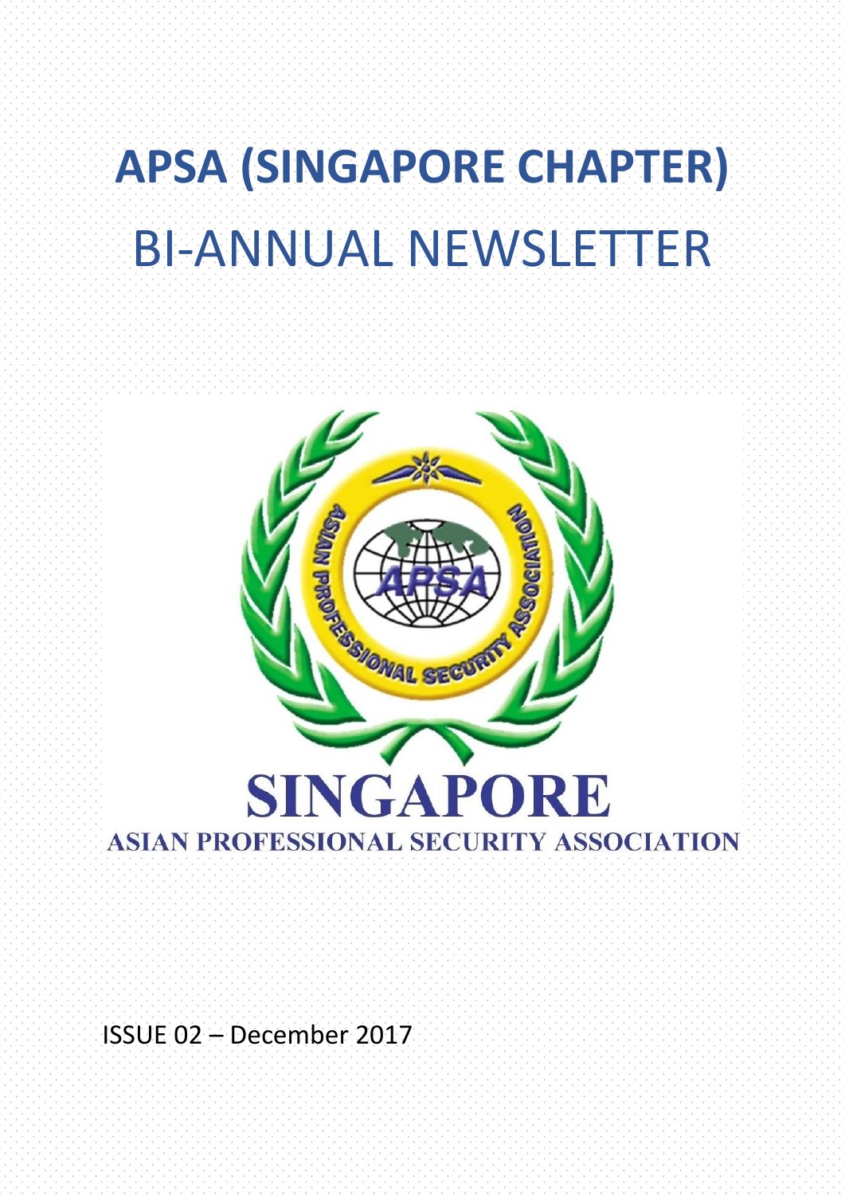# APSA (SINGAPORE CHAPTER)

# BI-ANNUAL NEWSLETTER

SINGAPORE

ASIAN PROFESSIONAL SECURITY ASSOCIATION

ISSUE 02 – December 2017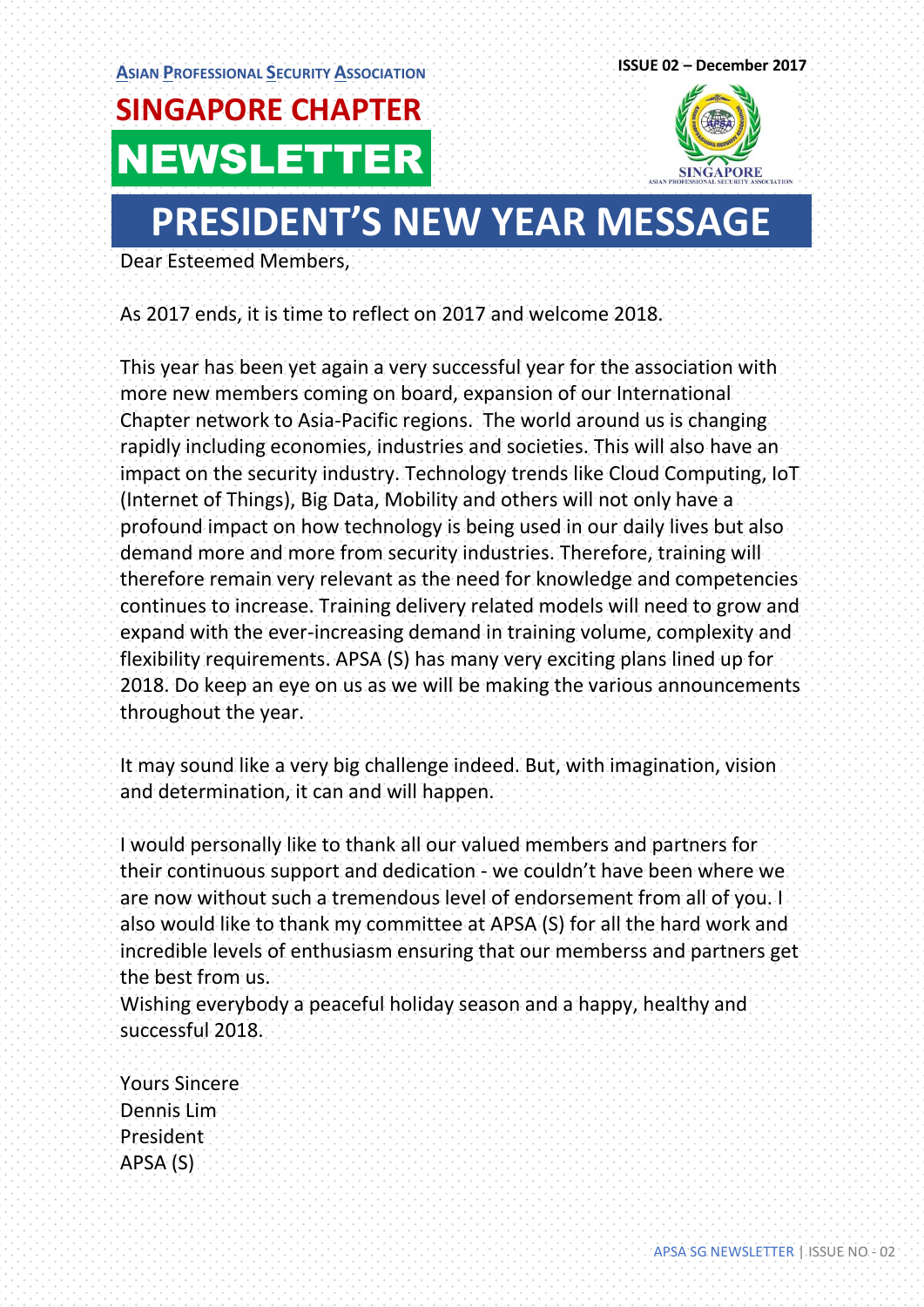**ASIAN PROFESSIONAL SECURITY ASSOCIATION**

**ISSUE 02 – December 2017**

# SINGAPORE CHAPTER NEWSLETTER

## PRESIDENT'S NEW YEAR MESSAGE

Dear Esteemed Members,

As 2017 ends, it is time to reflect on 2017 and welcome 2018.

This year has been yet again a very successful year for the association with more new members coming on board, expansion of our International Chapter network to Asia-Pacific regions. The world around us is changing rapidly including economies, industries and societies. This will also have an impact on the security industry. Technology trends like Cloud Computing, IoT (Internet of Things), Big Data, Mobility and others will not only have a profound impact on how technology is being used in our daily lives but also demand more and more from security industries. Therefore, training will therefore remain very relevant as the need for knowledge and competencies continues to increase. Training delivery related models will need to grow and expand with the ever-increasing demand in training volume, complexity and flexibility requirements. APSA (S) has many very exciting plans lined up for 2018. Do keep an eye on us as we will be making the various announcements throughout the year.

It may sound like a very big challenge indeed. But, with imagination, vision and determination, it can and will happen.

I would personally like to thank all our valued members and partners for their continuous support and dedication - we couldn't have been where we are now without such a tremendous level of endorsement from all of you. I also would like to thank my committee at APSA (S) for all the hard work and incredible levels of enthusiasm ensuring that our memberss and partners get the best from us.
Wishing everybody a peaceful holiday season and a happy, healthy and successful 2018.

Yours Sincere
Dennis Lim
President
APSA (S)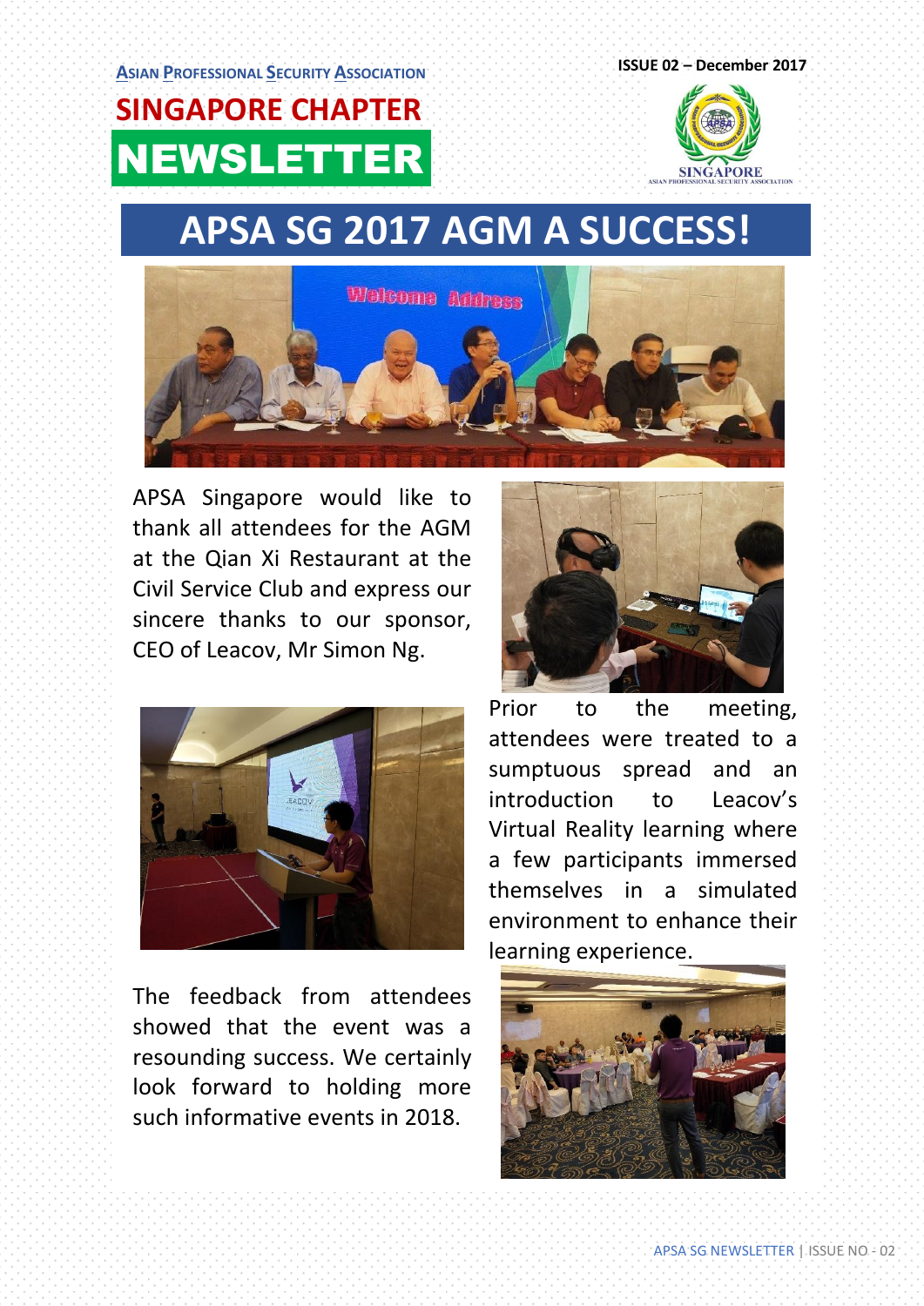ASIAN PROFESSIONAL SECURITY ASSOCIATION

SINGAPORE CHAPTER

NEWSLETTER

ISSUE 02 – December 2017

# APSA SG 2017 AGM A SUCCESS!

APSA Singapore would like to thank all attendees for the AGM at the Qian Xi Restaurant at the Civil Service Club and express our sincere thanks to our sponsor, CEO of Leacov, Mr Simon Ng.

Prior to the meeting, attendees were treated to a sumptuous spread and an introduction to Leacov's Virtual Reality learning where a few participants immersed themselves in a simulated environment to enhance their learning experience.

The feedback from attendees showed that the event was a resounding success. We certainly look forward to holding more such informative events in 2018.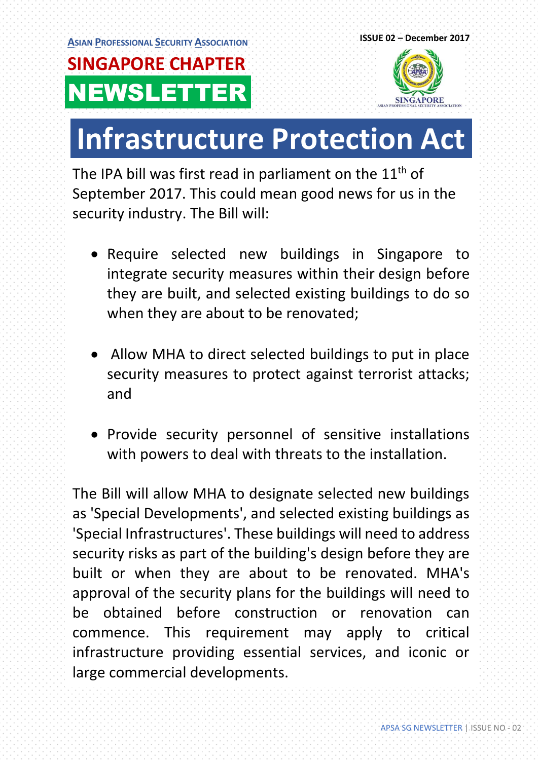# Infrastructure Protection Act

The IPA bill was first read in parliament on the 11th of September 2017. This could mean good news for us in the security industry. The Bill will:

- Require selected new buildings in Singapore to integrate security measures within their design before they are built, and selected existing buildings to do so when they are about to be renovated;
- Allow MHA to direct selected buildings to put in place security measures to protect against terrorist attacks; and
- Provide security personnel of sensitive installations with powers to deal with threats to the installation.

The Bill will allow MHA to designate selected new buildings as 'Special Developments', and selected existing buildings as 'Special Infrastructures'. These buildings will need to address security risks as part of the building's design before they are built or when they are about to be renovated. MHA's approval of the security plans for the buildings will need to be obtained before construction or renovation can commence. This requirement may apply to critical infrastructure providing essential services, and iconic or large commercial developments.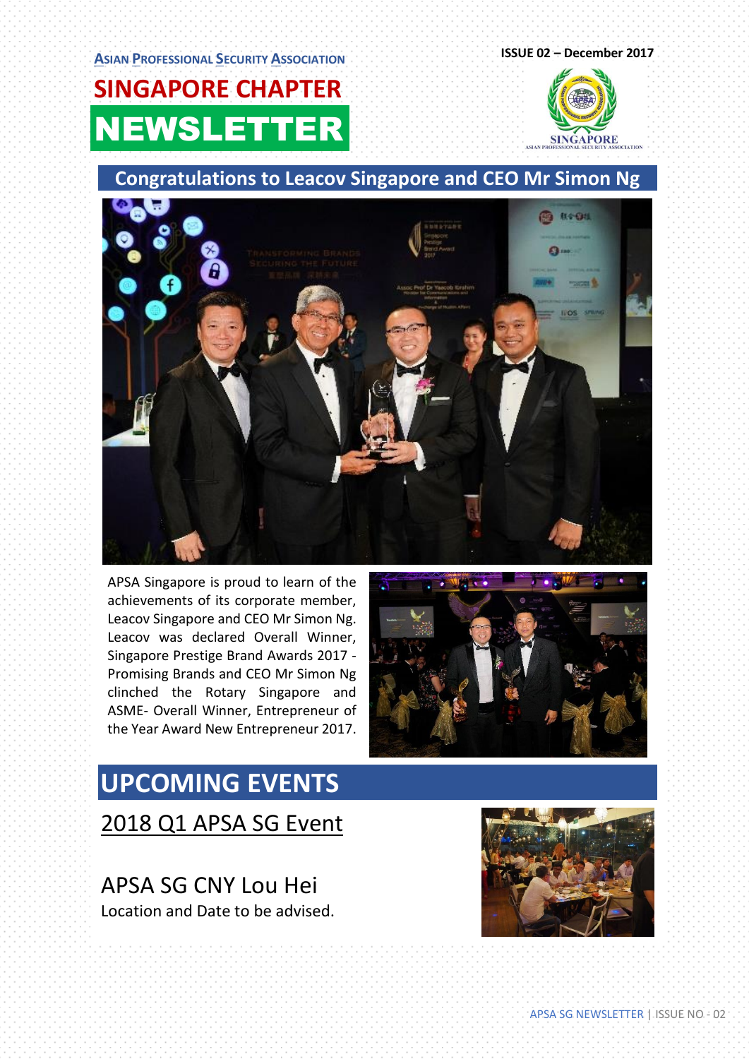ASIAN PROFESSIONAL SECURITY ASSOCIATION

ISSUE 02 – December 2017

# SINGAPORE CHAPTER NEWSLETTER

## Congratulations to Leacov Singapore and CEO Mr Simon Ng

APSA Singapore is proud to learn of the achievements of its corporate member, Leacov Singapore and CEO Mr Simon Ng. Leacov was declared Overall Winner, Singapore Prestige Brand Awards 2017 - Promising Brands and CEO Mr Simon Ng clinched the Rotary Singapore and ASME- Overall Winner, Entrepreneur of the Year Award New Entrepreneur 2017.

## UPCOMING EVENTS

### 2018 Q1 APSA SG Event

### APSA SG CNY Lou Hei

Location and Date to be advised.